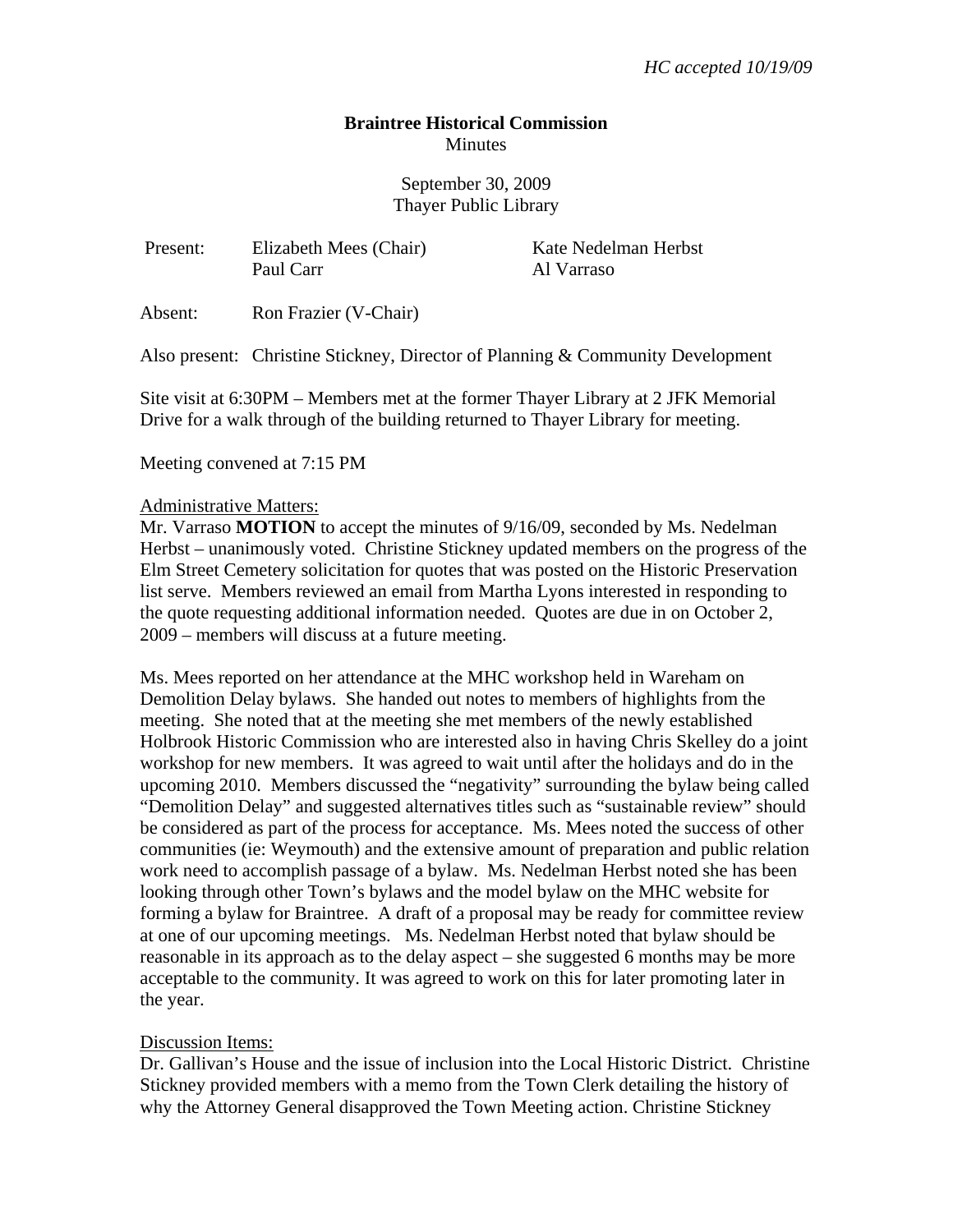*HC accepted 10/19/09*

**Braintree Historical Commission**
Minutes

September 30, 2009
Thayer Public Library

| | | |
|---|---|---|
| Present: | Elizabeth Mees (Chair) | Kate Nedelman Herbst |
| | Paul Carr | Al Varraso |

Absent: Ron Frazier (V-Chair)

Also present: Christine Stickney, Director of Planning & Community Development

Site visit at 6:30PM – Members met at the former Thayer Library at 2 JFK Memorial Drive for a walk through of the building returned to Thayer Library for meeting.

Meeting convened at 7:15 PM

Administrative Matters:

Mr. Varraso **MOTION** to accept the minutes of 9/16/09, seconded by Ms. Nedelman Herbst – unanimously voted. Christine Stickney updated members on the progress of the Elm Street Cemetery solicitation for quotes that was posted on the Historic Preservation list serve. Members reviewed an email from Martha Lyons interested in responding to the quote requesting additional information needed. Quotes are due in on October 2, 2009 – members will discuss at a future meeting.

Ms. Mees reported on her attendance at the MHC workshop held in Wareham on Demolition Delay bylaws. She handed out notes to members of highlights from the meeting. She noted that at the meeting she met members of the newly established Holbrook Historic Commission who are interested also in having Chris Skelley do a joint workshop for new members. It was agreed to wait until after the holidays and do in the upcoming 2010. Members discussed the "negativity" surrounding the bylaw being called "Demolition Delay" and suggested alternatives titles such as "sustainable review" should be considered as part of the process for acceptance. Ms. Mees noted the success of other communities (ie: Weymouth) and the extensive amount of preparation and public relation work need to accomplish passage of a bylaw. Ms. Nedelman Herbst noted she has been looking through other Town's bylaws and the model bylaw on the MHC website for forming a bylaw for Braintree. A draft of a proposal may be ready for committee review at one of our upcoming meetings. Ms. Nedelman Herbst noted that bylaw should be reasonable in its approach as to the delay aspect – she suggested 6 months may be more acceptable to the community. It was agreed to work on this for later promoting later in the year.

Discussion Items:

Dr. Gallivan's House and the issue of inclusion into the Local Historic District. Christine Stickney provided members with a memo from the Town Clerk detailing the history of why the Attorney General disapproved the Town Meeting action. Christine Stickney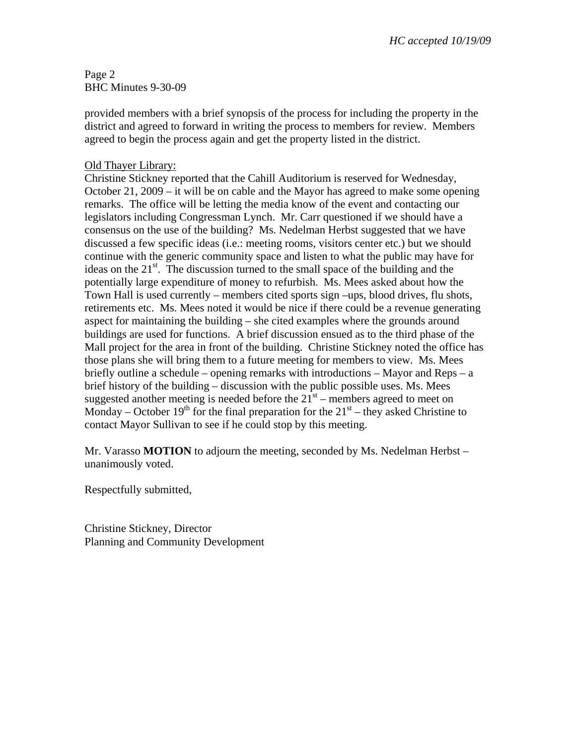provided members with a brief synopsis of the process for including the property in the district and agreed to forward in writing the process to members for review. Members agreed to begin the process again and get the property listed in the district.

Old Thayer Library:

Christine Stickney reported that the Cahill Auditorium is reserved for Wednesday, October 21, 2009 – it will be on cable and the Mayor has agreed to make some opening remarks. The office will be letting the media know of the event and contacting our legislators including Congressman Lynch. Mr. Carr questioned if we should have a consensus on the use of the building? Ms. Nedelman Herbst suggested that we have discussed a few specific ideas (i.e.: meeting rooms, visitors center etc.) but we should continue with the generic community space and listen to what the public may have for ideas on the 21st. The discussion turned to the small space of the building and the potentially large expenditure of money to refurbish. Ms. Mees asked about how the Town Hall is used currently – members cited sports sign –ups, blood drives, flu shots, retirements etc. Ms. Mees noted it would be nice if there could be a revenue generating aspect for maintaining the building – she cited examples where the grounds around buildings are used for functions. A brief discussion ensued as to the third phase of the Mall project for the area in front of the building. Christine Stickney noted the office has those plans she will bring them to a future meeting for members to view. Ms. Mees briefly outline a schedule – opening remarks with introductions – Mayor and Reps – a brief history of the building – discussion with the public possible uses. Ms. Mees suggested another meeting is needed before the 21st – members agreed to meet on Monday – October 19th for the final preparation for the 21st – they asked Christine to contact Mayor Sullivan to see if he could stop by this meeting.

Mr. Varasso **MOTION** to adjourn the meeting, seconded by Ms. Nedelman Herbst – unanimously voted.

Respectfully submitted,

Christine Stickney, Director
Planning and Community Development